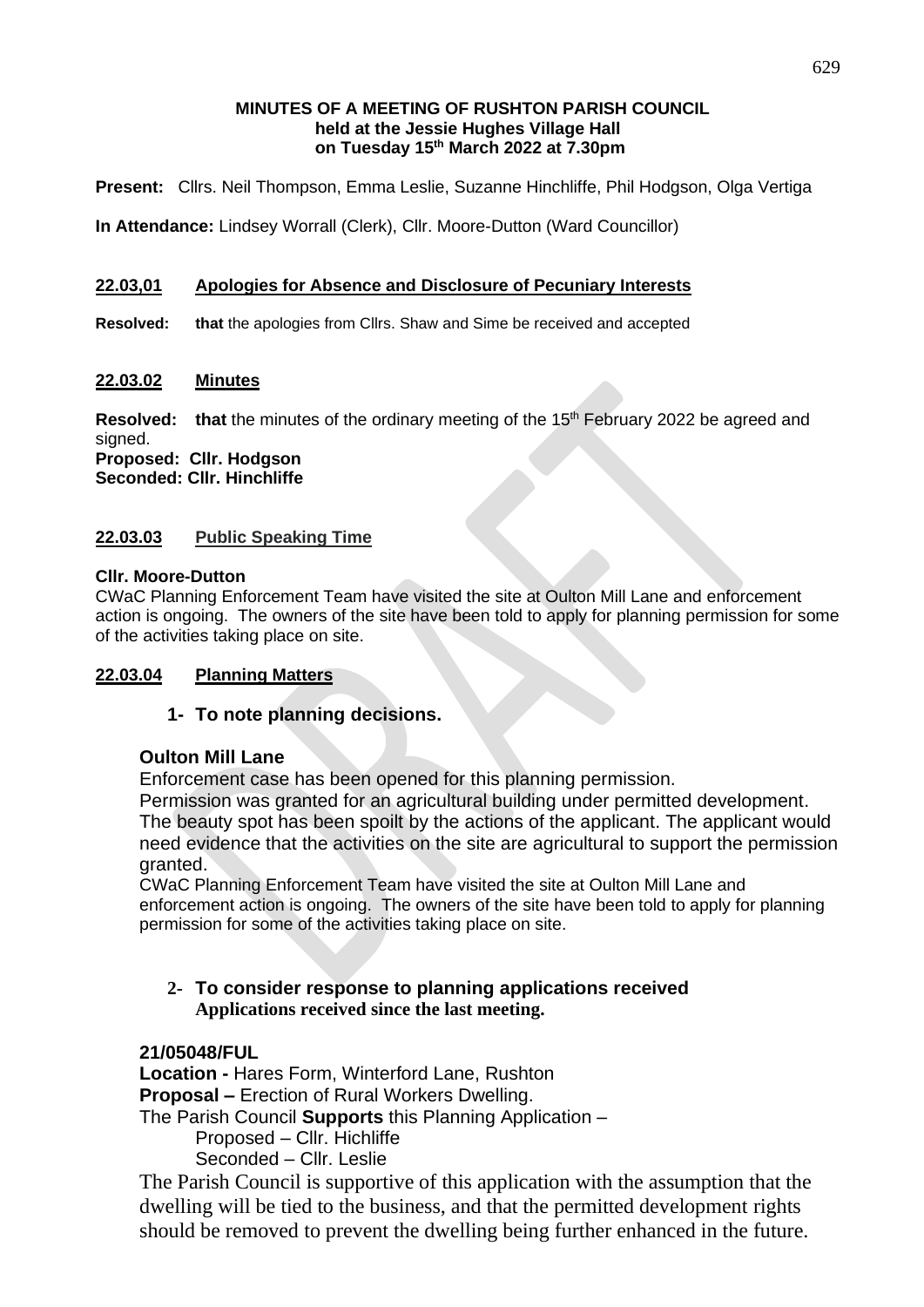**MINUTES OF A MEETING OF RUSHTON PARISH COUNCIL**
**held at the Jessie Hughes Village Hall**
**on Tuesday 15th March 2022 at 7.30pm**

**Present:** Cllrs. Neil Thompson, Emma Leslie, Suzanne Hinchliffe, Phil Hodgson, Olga Vertiga

**In Attendance:** Lindsey Worrall (Clerk), Cllr. Moore-Dutton (Ward Councillor)

## 22.03,01 Apologies for Absence and Disclosure of Pecuniary Interests

**Resolved: that** the apologies from Cllrs. Shaw and Sime be received and accepted

## 22.03.02 Minutes

**Resolved: that** the minutes of the ordinary meeting of the 15th February 2022 be agreed and signed.
**Proposed: Cllr. Hodgson**
**Seconded: Cllr. Hinchliffe**

## 22.03.03 Public Speaking Time

**Cllr. Moore-Dutton**
CWaC Planning Enforcement Team have visited the site at Oulton Mill Lane and enforcement action is ongoing. The owners of the site have been told to apply for planning permission for some of the activities taking place on site.

## 22.03.04 Planning Matters

### 1- To note planning decisions.

**Oulton Mill Lane**
Enforcement case has been opened for this planning permission.
Permission was granted for an agricultural building under permitted development. The beauty spot has been spoilt by the actions of the applicant. The applicant would need evidence that the activities on the site are agricultural to support the permission granted.
CWaC Planning Enforcement Team have visited the site at Oulton Mill Lane and enforcement action is ongoing. The owners of the site have been told to apply for planning permission for some of the activities taking place on site.

### 2- To consider response to planning applications received
**Applications received since the last meeting.**

**21/05048/FUL**
**Location -** Hares Form, Winterford Lane, Rushton
**Proposal –** Erection of Rural Workers Dwelling.
The Parish Council **Supports** this Planning Application –
Proposed – Cllr. Hichliffe
Seconded – Cllr. Leslie

The Parish Council is supportive of this application with the assumption that the dwelling will be tied to the business, and that the permitted development rights should be removed to prevent the dwelling being further enhanced in the future.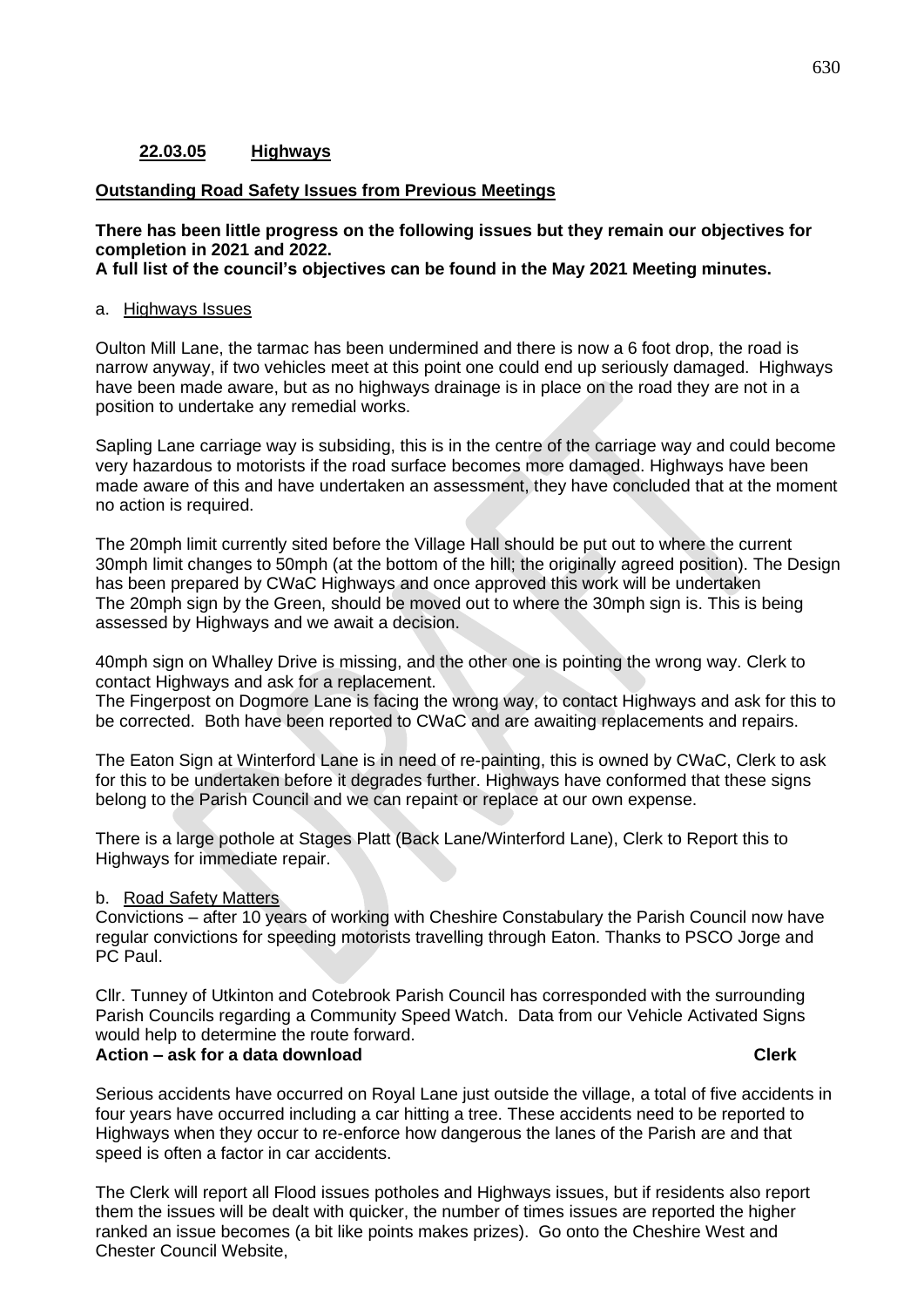## 22.03.05 Highways

**Outstanding Road Safety Issues from Previous Meetings**

**There has been little progress on the following issues but they remain our objectives for completion in 2021 and 2022.**
**A full list of the council's objectives can be found in the May 2021 Meeting minutes.**

a. Highways Issues

Oulton Mill Lane, the tarmac has been undermined and there is now a 6 foot drop, the road is narrow anyway, if two vehicles meet at this point one could end up seriously damaged. Highways have been made aware, but as no highways drainage is in place on the road they are not in a position to undertake any remedial works.

Sapling Lane carriage way is subsiding, this is in the centre of the carriage way and could become very hazardous to motorists if the road surface becomes more damaged. Highways have been made aware of this and have undertaken an assessment, they have concluded that at the moment no action is required.

The 20mph limit currently sited before the Village Hall should be put out to where the current 30mph limit changes to 50mph (at the bottom of the hill; the originally agreed position). The Design has been prepared by CWaC Highways and once approved this work will be undertaken
The 20mph sign by the Green, should be moved out to where the 30mph sign is. This is being assessed by Highways and we await a decision.

40mph sign on Whalley Drive is missing, and the other one is pointing the wrong way. Clerk to contact Highways and ask for a replacement.
The Fingerpost on Dogmore Lane is facing the wrong way, to contact Highways and ask for this to be corrected. Both have been reported to CWaC and are awaiting replacements and repairs.

The Eaton Sign at Winterford Lane is in need of re-painting, this is owned by CWaC, Clerk to ask for this to be undertaken before it degrades further. Highways have conformed that these signs belong to the Parish Council and we can repaint or replace at our own expense.

There is a large pothole at Stages Platt (Back Lane/Winterford Lane), Clerk to Report this to Highways for immediate repair.

b. Road Safety Matters
Convictions – after 10 years of working with Cheshire Constabulary the Parish Council now have regular convictions for speeding motorists travelling through Eaton. Thanks to PSCO Jorge and PC Paul.

Cllr. Tunney of Utkinton and Cotebrook Parish Council has corresponded with the surrounding Parish Councils regarding a Community Speed Watch. Data from our Vehicle Activated Signs would help to determine the route forward.
**Action – ask for a data download Clerk**

Serious accidents have occurred on Royal Lane just outside the village, a total of five accidents in four years have occurred including a car hitting a tree. These accidents need to be reported to Highways when they occur to re-enforce how dangerous the lanes of the Parish are and that speed is often a factor in car accidents.

The Clerk will report all Flood issues potholes and Highways issues, but if residents also report them the issues will be dealt with quicker, the number of times issues are reported the higher ranked an issue becomes (a bit like points makes prizes). Go onto the Cheshire West and Chester Council Website,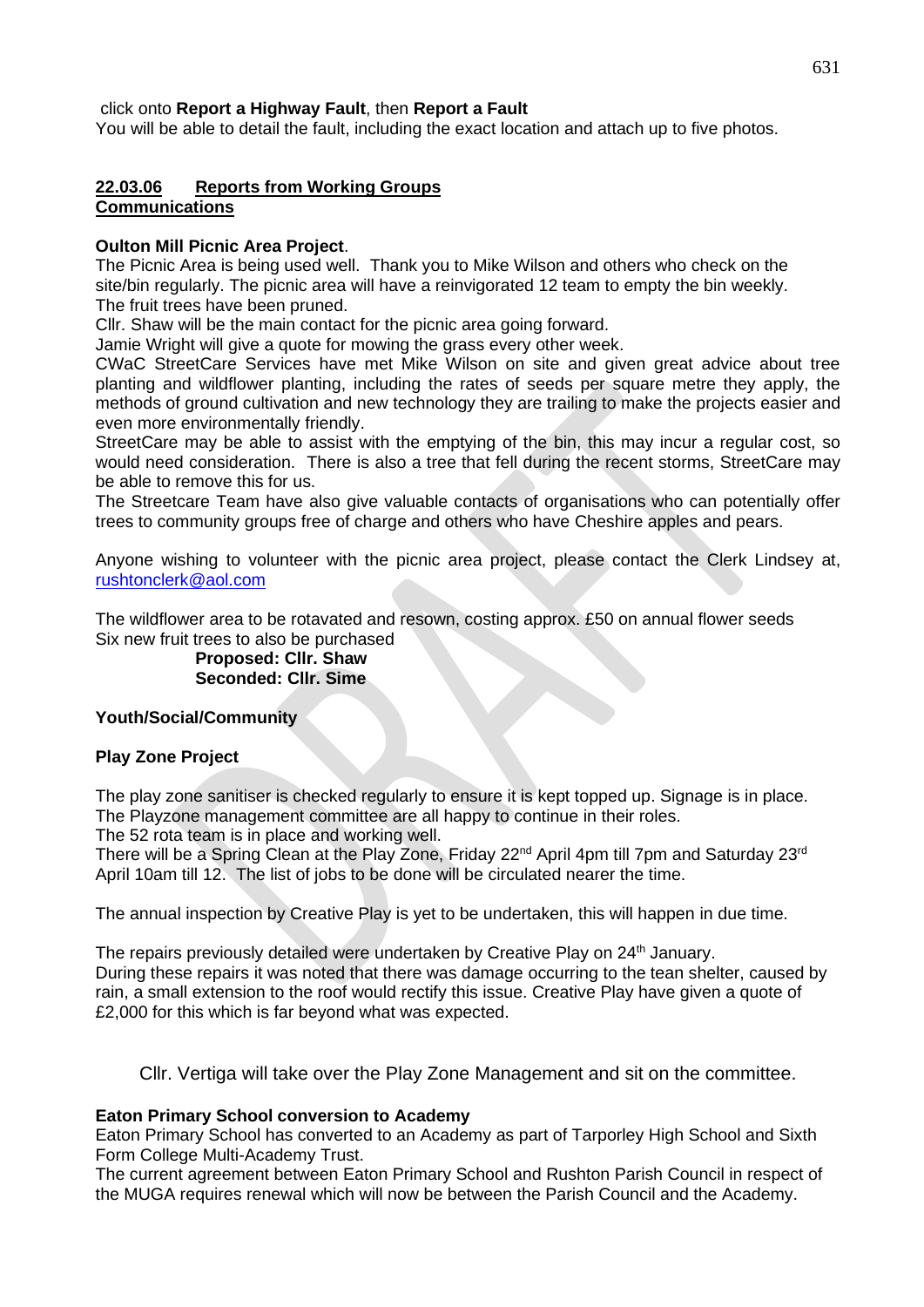click onto **Report a Highway Fault**, then **Report a Fault**
You will be able to detail the fault, including the exact location and attach up to five photos.

**22.03.06 Reports from Working Groups**
**Communications**

**Oulton Mill Picnic Area Project**.
The Picnic Area is being used well. Thank you to Mike Wilson and others who check on the site/bin regularly. The picnic area will have a reinvigorated 12 team to empty the bin weekly.
The fruit trees have been pruned.
Cllr. Shaw will be the main contact for the picnic area going forward.
Jamie Wright will give a quote for mowing the grass every other week.
CWaC StreetCare Services have met Mike Wilson on site and given great advice about tree planting and wildflower planting, including the rates of seeds per square metre they apply, the methods of ground cultivation and new technology they are trailing to make the projects easier and even more environmentally friendly.
StreetCare may be able to assist with the emptying of the bin, this may incur a regular cost, so would need consideration. There is also a tree that fell during the recent storms, StreetCare may be able to remove this for us.
The Streetcare Team have also give valuable contacts of organisations who can potentially offer trees to community groups free of charge and others who have Cheshire apples and pears.

Anyone wishing to volunteer with the picnic area project, please contact the Clerk Lindsey at, rushtonclerk@aol.com

The wildflower area to be rotavated and resown, costing approx. £50 on annual flower seeds
Six new fruit trees to also be purchased

**Proposed: Cllr. Shaw**
**Seconded: Cllr. Sime**

**Youth/Social/Community**

**Play Zone Project**

The play zone sanitiser is checked regularly to ensure it is kept topped up. Signage is in place.
The Playzone management committee are all happy to continue in their roles.
The 52 rota team is in place and working well.
There will be a Spring Clean at the Play Zone, Friday 22nd April 4pm till 7pm and Saturday 23rd April 10am till 12. The list of jobs to be done will be circulated nearer the time.

The annual inspection by Creative Play is yet to be undertaken, this will happen in due time.

The repairs previously detailed were undertaken by Creative Play on 24th January.
During these repairs it was noted that there was damage occurring to the tean shelter, caused by rain, a small extension to the roof would rectify this issue. Creative Play have given a quote of £2,000 for this which is far beyond what was expected.

Cllr. Vertiga will take over the Play Zone Management and sit on the committee.

**Eaton Primary School conversion to Academy**
Eaton Primary School has converted to an Academy as part of Tarporley High School and Sixth Form College Multi-Academy Trust.
The current agreement between Eaton Primary School and Rushton Parish Council in respect of the MUGA requires renewal which will now be between the Parish Council and the Academy.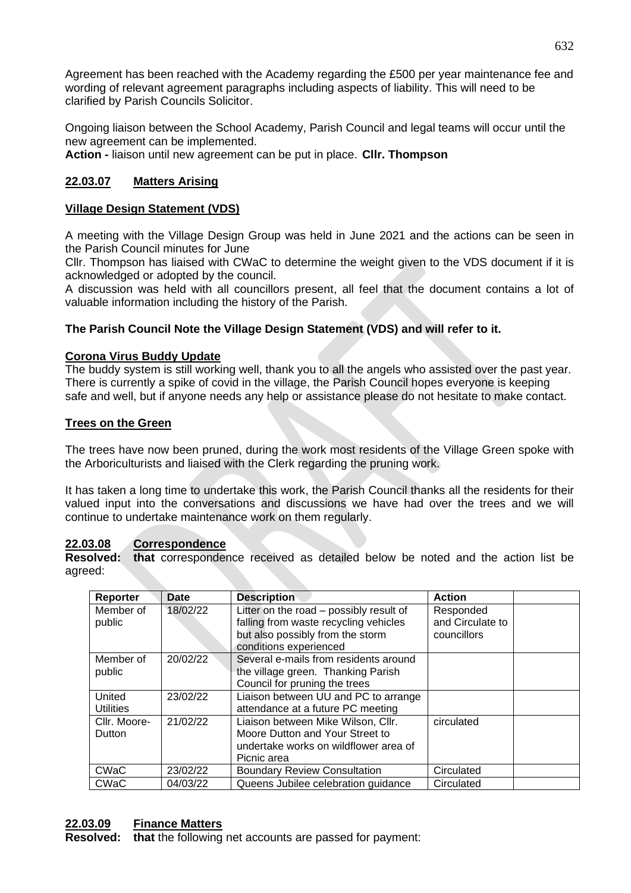Agreement has been reached with the Academy regarding the £500 per year maintenance fee and wording of relevant agreement paragraphs including aspects of liability. This will need to be clarified by Parish Councils Solicitor.

Ongoing liaison between the School Academy, Parish Council and legal teams will occur until the new agreement can be implemented.

**Action -** liaison until new agreement can be put in place. **Cllr. Thompson**

## 22.03.07 Matters Arising

### Village Design Statement (VDS)

A meeting with the Village Design Group was held in June 2021 and the actions can be seen in the Parish Council minutes for June

Cllr. Thompson has liaised with CWaC to determine the weight given to the VDS document if it is acknowledged or adopted by the council.

A discussion was held with all councillors present, all feel that the document contains a lot of valuable information including the history of the Parish.

**The Parish Council Note the Village Design Statement (VDS) and will refer to it.**

### Corona Virus Buddy Update

The buddy system is still working well, thank you to all the angels who assisted over the past year. There is currently a spike of covid in the village, the Parish Council hopes everyone is keeping safe and well, but if anyone needs any help or assistance please do not hesitate to make contact.

### Trees on the Green

The trees have now been pruned, during the work most residents of the Village Green spoke with the Arboriculturists and liaised with the Clerk regarding the pruning work.

It has taken a long time to undertake this work, the Parish Council thanks all the residents for their valued input into the conversations and discussions we have had over the trees and we will continue to undertake maintenance work on them regularly.

## 22.03.08 Correspondence

**Resolved: that** correspondence received as detailed below be noted and the action list be agreed:

| Reporter | Date | Description | Action | |
|---|---|---|---|---|
| Member of public | 18/02/22 | Litter on the road – possibly result of falling from waste recycling vehicles but also possibly from the storm conditions experienced | Responded and Circulate to councillors | |
| Member of public | 20/02/22 | Several e-mails from residents around the village green. Thanking Parish Council for pruning the trees | | |
| United Utilities | 23/02/22 | Liaison between UU and PC to arrange attendance at a future PC meeting | | |
| Cllr. Moore-Dutton | 21/02/22 | Liaison between Mike Wilson, Cllr. Moore Dutton and Your Street to undertake works on wildflower area of Picnic area | circulated | |
| CWaC | 23/02/22 | Boundary Review Consultation | Circulated | |
| CWaC | 04/03/22 | Queens Jubilee celebration guidance | Circulated | |

## 22.03.09 Finance Matters

**Resolved: that** the following net accounts are passed for payment: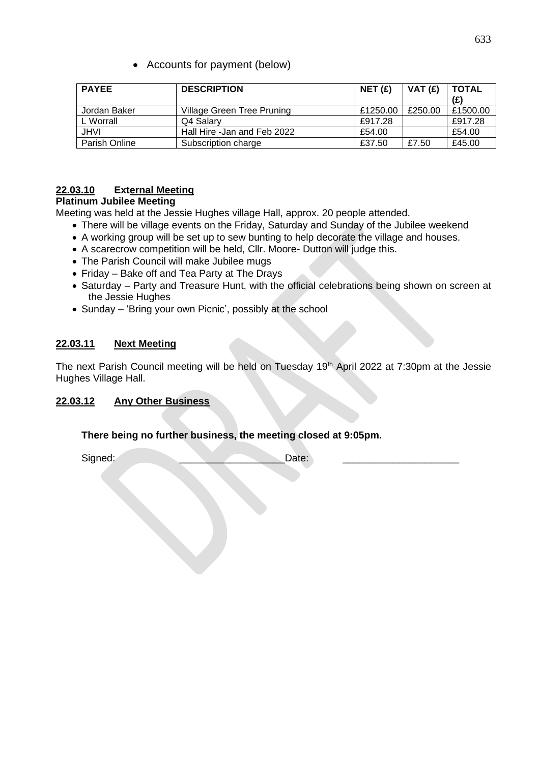- Accounts for payment (below)

| PAYEE | DESCRIPTION | NET (£) | VAT (£) | TOTAL (£) |
|---|---|---|---|---|
| Jordan Baker | Village Green Tree Pruning | £1250.00 | £250.00 | £1500.00 |
| L Worrall | Q4 Salary | £917.28 | | £917.28 |
| JHVI | Hall Hire -Jan and Feb 2022 | £54.00 | | £54.00 |
| Parish Online | Subscription charge | £37.50 | £7.50 | £45.00 |

## 22.03.10 External Meeting

**Platinum Jubilee Meeting**

Meeting was held at the Jessie Hughes village Hall, approx. 20 people attended.

- There will be village events on the Friday, Saturday and Sunday of the Jubilee weekend
- A working group will be set up to sew bunting to help decorate the village and houses.
- A scarecrow competition will be held, Cllr. Moore- Dutton will judge this.
- The Parish Council will make Jubilee mugs
- Friday – Bake off and Tea Party at The Drays
- Saturday – Party and Treasure Hunt, with the official celebrations being shown on screen at the Jessie Hughes
- Sunday – 'Bring your own Picnic', possibly at the school

## 22.03.11 Next Meeting

The next Parish Council meeting will be held on Tuesday 19th April 2022 at 7:30pm at the Jessie Hughes Village Hall.

## 22.03.12 Any Other Business

**There being no further business, the meeting closed at 9:05pm.**

Signed: ____________________ Date: ____________________

DRAFT